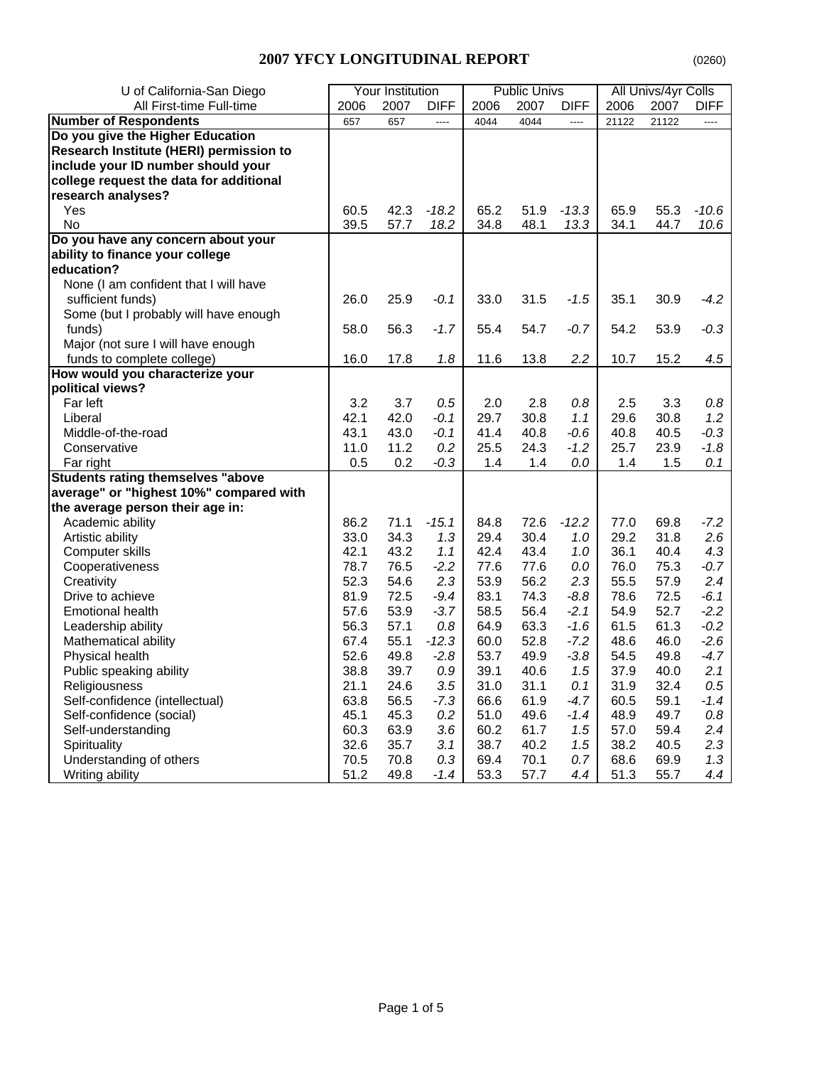# 2007 YFCY LONGITUDINAL REPORT

(0260)

| U of California-San Diego | Your Institution | | | Public Univs | | | All Univs/4yr Colls | | |
|---|---|---|---|---|---|---|---|---|---|
| All First-time Full-time | 2006 | 2007 | DIFF | 2006 | 2007 | DIFF | 2006 | 2007 | DIFF |
| **Number of Respondents** | 657 | 657 | ---- | 4044 | 4044 | ---- | 21122 | 21122 | ---- |
| **Do you give the Higher Education Research Institute (HERI) permission to include your ID number should your college request the data for additional research analyses?** | | | | | | | | | |
| Yes | 60.5 | 42.3 | *-18.2* | 65.2 | 51.9 | *-13.3* | 65.9 | 55.3 | *-10.6* |
| No | 39.5 | 57.7 | *18.2* | 34.8 | 48.1 | *13.3* | 34.1 | 44.7 | *10.6* |
| **Do you have any concern about your ability to finance your college education?** | | | | | | | | | |
| None (I am confident that I will have sufficient funds) | 26.0 | 25.9 | *-0.1* | 33.0 | 31.5 | *-1.5* | 35.1 | 30.9 | *-4.2* |
| Some (but I probably will have enough funds) | 58.0 | 56.3 | *-1.7* | 55.4 | 54.7 | *-0.7* | 54.2 | 53.9 | *-0.3* |
| Major (not sure I will have enough funds to complete college) | 16.0 | 17.8 | *1.8* | 11.6 | 13.8 | *2.2* | 10.7 | 15.2 | *4.5* |
| **How would you characterize your political views?** | | | | | | | | | |
| Far left | 3.2 | 3.7 | *0.5* | 2.0 | 2.8 | *0.8* | 2.5 | 3.3 | *0.8* |
| Liberal | 42.1 | 42.0 | *-0.1* | 29.7 | 30.8 | *1.1* | 29.6 | 30.8 | *1.2* |
| Middle-of-the-road | 43.1 | 43.0 | *-0.1* | 41.4 | 40.8 | *-0.6* | 40.8 | 40.5 | *-0.3* |
| Conservative | 11.0 | 11.2 | *0.2* | 25.5 | 24.3 | *-1.2* | 25.7 | 23.9 | *-1.8* |
| Far right | 0.5 | 0.2 | *-0.3* | 1.4 | 1.4 | *0.0* | 1.4 | 1.5 | *0.1* |
| **Students rating themselves "above average" or "highest 10%" compared with the average person their age in:** | | | | | | | | | |
| Academic ability | 86.2 | 71.1 | *-15.1* | 84.8 | 72.6 | *-12.2* | 77.0 | 69.8 | *-7.2* |
| Artistic ability | 33.0 | 34.3 | *1.3* | 29.4 | 30.4 | *1.0* | 29.2 | 31.8 | *2.6* |
| Computer skills | 42.1 | 43.2 | *1.1* | 42.4 | 43.4 | *1.0* | 36.1 | 40.4 | *4.3* |
| Cooperativeness | 78.7 | 76.5 | *-2.2* | 77.6 | 77.6 | *0.0* | 76.0 | 75.3 | *-0.7* |
| Creativity | 52.3 | 54.6 | *2.3* | 53.9 | 56.2 | *2.3* | 55.5 | 57.9 | *2.4* |
| Drive to achieve | 81.9 | 72.5 | *-9.4* | 83.1 | 74.3 | *-8.8* | 78.6 | 72.5 | *-6.1* |
| Emotional health | 57.6 | 53.9 | *-3.7* | 58.5 | 56.4 | *-2.1* | 54.9 | 52.7 | *-2.2* |
| Leadership ability | 56.3 | 57.1 | *0.8* | 64.9 | 63.3 | *-1.6* | 61.5 | 61.3 | *-0.2* |
| Mathematical ability | 67.4 | 55.1 | *-12.3* | 60.0 | 52.8 | *-7.2* | 48.6 | 46.0 | *-2.6* |
| Physical health | 52.6 | 49.8 | *-2.8* | 53.7 | 49.9 | *-3.8* | 54.5 | 49.8 | *-4.7* |
| Public speaking ability | 38.8 | 39.7 | *0.9* | 39.1 | 40.6 | *1.5* | 37.9 | 40.0 | *2.1* |
| Religiousness | 21.1 | 24.6 | *3.5* | 31.0 | 31.1 | *0.1* | 31.9 | 32.4 | *0.5* |
| Self-confidence (intellectual) | 63.8 | 56.5 | *-7.3* | 66.6 | 61.9 | *-4.7* | 60.5 | 59.1 | *-1.4* |
| Self-confidence (social) | 45.1 | 45.3 | *0.2* | 51.0 | 49.6 | *-1.4* | 48.9 | 49.7 | *0.8* |
| Self-understanding | 60.3 | 63.9 | *3.6* | 60.2 | 61.7 | *1.5* | 57.0 | 59.4 | *2.4* |
| Spirituality | 32.6 | 35.7 | *3.1* | 38.7 | 40.2 | *1.5* | 38.2 | 40.5 | *2.3* |
| Understanding of others | 70.5 | 70.8 | *0.3* | 69.4 | 70.1 | *0.7* | 68.6 | 69.9 | *1.3* |
| Writing ability | 51.2 | 49.8 | *-1.4* | 53.3 | 57.7 | *4.4* | 51.3 | 55.7 | *4.4* |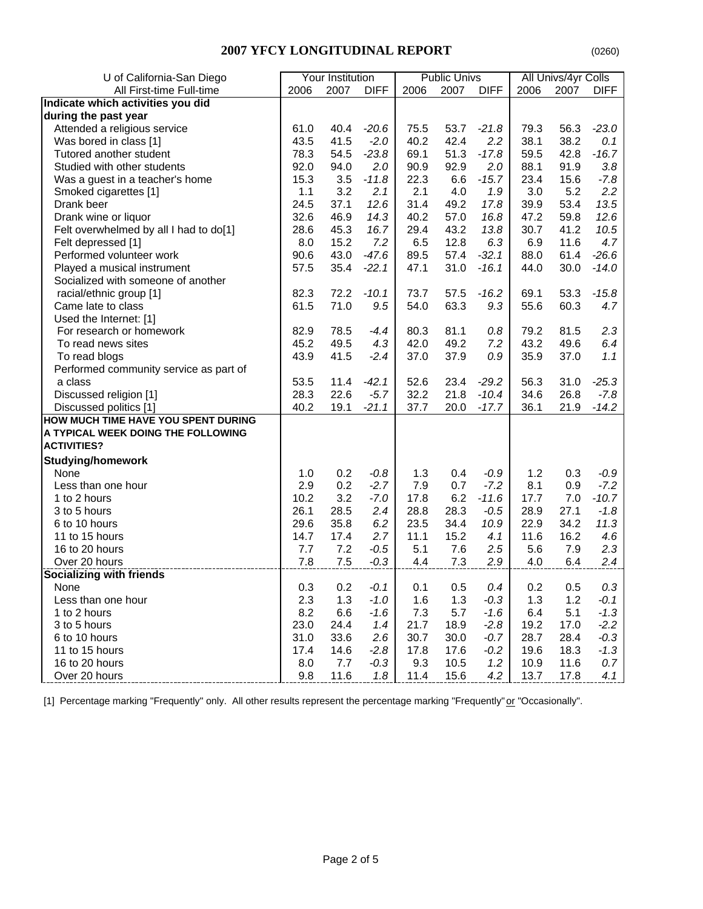# 2007 YFCY LONGITUDINAL REPORT

(0260)

| U of California-San Diego | Your Institution | | | Public Univs | | | All Univs/4yr Colls | | |
|---|---|---|---|---|---|---|---|---|---|
| All First-time Full-time | 2006 | 2007 | DIFF | 2006 | 2007 | DIFF | 2006 | 2007 | DIFF |
| **Indicate which activities you did during the past year** | | | | | | | | | |
| Attended a religious service | 61.0 | 40.4 | *-20.6* | 75.5 | 53.7 | *-21.8* | 79.3 | 56.3 | *-23.0* |
| Was bored in class [1] | 43.5 | 41.5 | *-2.0* | 40.2 | 42.4 | *2.2* | 38.1 | 38.2 | *0.1* |
| Tutored another student | 78.3 | 54.5 | *-23.8* | 69.1 | 51.3 | *-17.8* | 59.5 | 42.8 | *-16.7* |
| Studied with other students | 92.0 | 94.0 | *2.0* | 90.9 | 92.9 | *2.0* | 88.1 | 91.9 | *3.8* |
| Was a guest in a teacher's home | 15.3 | 3.5 | *-11.8* | 22.3 | 6.6 | *-15.7* | 23.4 | 15.6 | *-7.8* |
| Smoked cigarettes [1] | 1.1 | 3.2 | *2.1* | 2.1 | 4.0 | *1.9* | 3.0 | 5.2 | *2.2* |
| Drank beer | 24.5 | 37.1 | *12.6* | 31.4 | 49.2 | *17.8* | 39.9 | 53.4 | *13.5* |
| Drank wine or liquor | 32.6 | 46.9 | *14.3* | 40.2 | 57.0 | *16.8* | 47.2 | 59.8 | *12.6* |
| Felt overwhelmed by all I had to do[1] | 28.6 | 45.3 | *16.7* | 29.4 | 43.2 | *13.8* | 30.7 | 41.2 | *10.5* |
| Felt depressed [1] | 8.0 | 15.2 | *7.2* | 6.5 | 12.8 | *6.3* | 6.9 | 11.6 | *4.7* |
| Performed volunteer work | 90.6 | 43.0 | *-47.6* | 89.5 | 57.4 | *-32.1* | 88.0 | 61.4 | *-26.6* |
| Played a musical instrument | 57.5 | 35.4 | *-22.1* | 47.1 | 31.0 | *-16.1* | 44.0 | 30.0 | *-14.0* |
| Socialized with someone of another racial/ethnic group [1] | 82.3 | 72.2 | *-10.1* | 73.7 | 57.5 | *-16.2* | 69.1 | 53.3 | *-15.8* |
| Came late to class | 61.5 | 71.0 | *9.5* | 54.0 | 63.3 | *9.3* | 55.6 | 60.3 | *4.7* |
| Used the Internet: [1] | | | | | | | | | |
| For research or homework | 82.9 | 78.5 | *-4.4* | 80.3 | 81.1 | *0.8* | 79.2 | 81.5 | *2.3* |
| To read news sites | 45.2 | 49.5 | *4.3* | 42.0 | 49.2 | *7.2* | 43.2 | 49.6 | *6.4* |
| To read blogs | 43.9 | 41.5 | *-2.4* | 37.0 | 37.9 | *0.9* | 35.9 | 37.0 | *1.1* |
| Performed community service as part of a class | 53.5 | 11.4 | *-42.1* | 52.6 | 23.4 | *-29.2* | 56.3 | 31.0 | *-25.3* |
| Discussed religion [1] | 28.3 | 22.6 | *-5.7* | 32.2 | 21.8 | *-10.4* | 34.6 | 26.8 | *-7.8* |
| Discussed politics [1] | 40.2 | 19.1 | *-21.1* | 37.7 | 20.0 | *-17.7* | 36.1 | 21.9 | *-14.2* |
| **HOW MUCH TIME HAVE YOU SPENT DURING A TYPICAL WEEK DOING THE FOLLOWING ACTIVITIES?** | | | | | | | | | |
| **Studying/homework** | | | | | | | | | |
| None | 1.0 | 0.2 | *-0.8* | 1.3 | 0.4 | *-0.9* | 1.2 | 0.3 | *-0.9* |
| Less than one hour | 2.9 | 0.2 | *-2.7* | 7.9 | 0.7 | *-7.2* | 8.1 | 0.9 | *-7.2* |
| 1 to 2 hours | 10.2 | 3.2 | *-7.0* | 17.8 | 6.2 | *-11.6* | 17.7 | 7.0 | *-10.7* |
| 3 to 5 hours | 26.1 | 28.5 | *2.4* | 28.8 | 28.3 | *-0.5* | 28.9 | 27.1 | *-1.8* |
| 6 to 10 hours | 29.6 | 35.8 | *6.2* | 23.5 | 34.4 | *10.9* | 22.9 | 34.2 | *11.3* |
| 11 to 15 hours | 14.7 | 17.4 | *2.7* | 11.1 | 15.2 | *4.1* | 11.6 | 16.2 | *4.6* |
| 16 to 20 hours | 7.7 | 7.2 | *-0.5* | 5.1 | 7.6 | *2.5* | 5.6 | 7.9 | *2.3* |
| Over 20 hours | 7.8 | 7.5 | *-0.3* | 4.4 | 7.3 | *2.9* | 4.0 | 6.4 | *2.4* |
| **Socializing with friends** | | | | | | | | | |
| None | 0.3 | 0.2 | *-0.1* | 0.1 | 0.5 | *0.4* | 0.2 | 0.5 | *0.3* |
| Less than one hour | 2.3 | 1.3 | *-1.0* | 1.6 | 1.3 | *-0.3* | 1.3 | 1.2 | *-0.1* |
| 1 to 2 hours | 8.2 | 6.6 | *-1.6* | 7.3 | 5.7 | *-1.6* | 6.4 | 5.1 | *-1.3* |
| 3 to 5 hours | 23.0 | 24.4 | *1.4* | 21.7 | 18.9 | *-2.8* | 19.2 | 17.0 | *-2.2* |
| 6 to 10 hours | 31.0 | 33.6 | *2.6* | 30.7 | 30.0 | *-0.7* | 28.7 | 28.4 | *-0.3* |
| 11 to 15 hours | 17.4 | 14.6 | *-2.8* | 17.8 | 17.6 | *-0.2* | 19.6 | 18.3 | *-1.3* |
| 16 to 20 hours | 8.0 | 7.7 | *-0.3* | 9.3 | 10.5 | *1.2* | 10.9 | 11.6 | *0.7* |
| Over 20 hours | 9.8 | 11.6 | *1.8* | 11.4 | 15.6 | *4.2* | 13.7 | 17.8 | *4.1* |

[1] Percentage marking "Frequently" only. All other results represent the percentage marking "Frequently" or "Occasionally".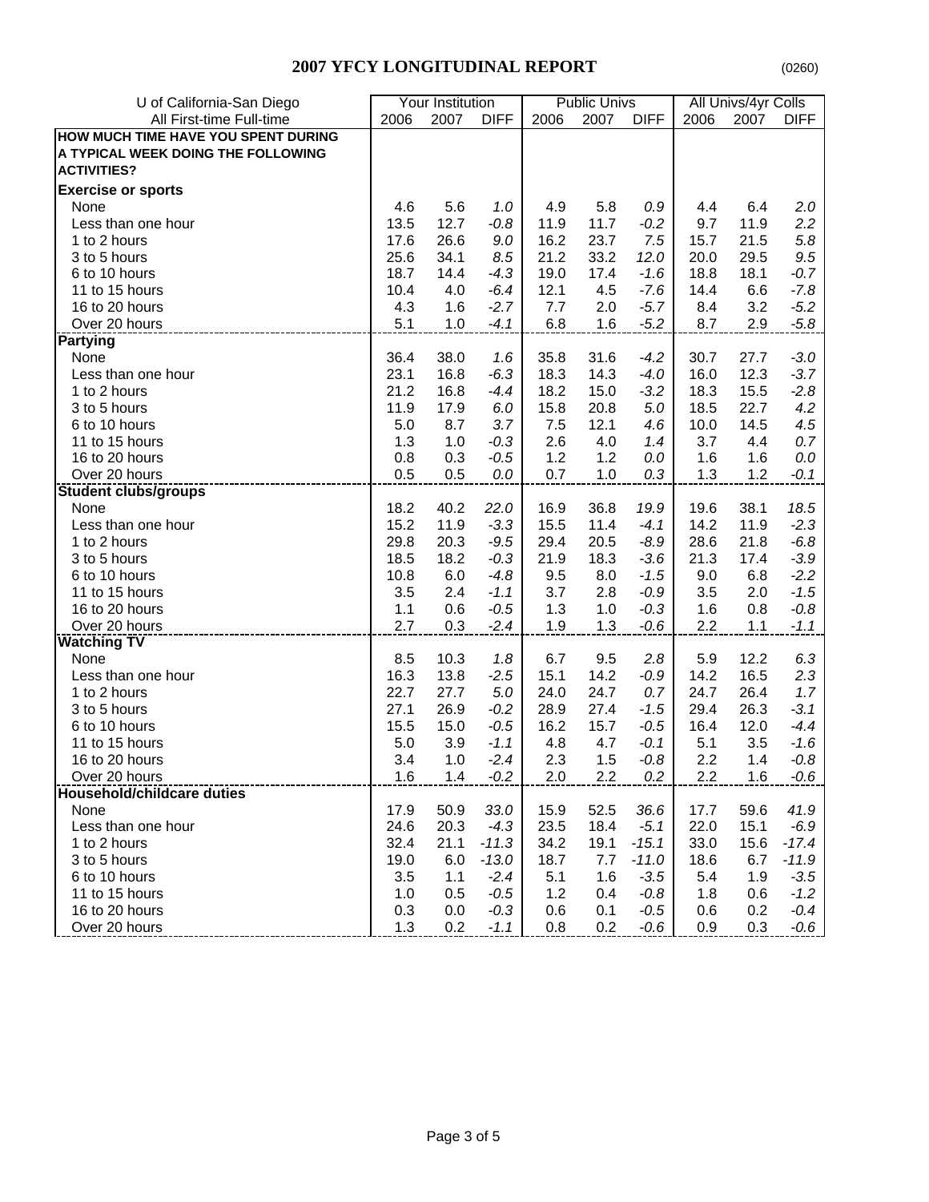# 2007 YFCY LONGITUDINAL REPORT

(0260)

| U of California-San Diego | Your Institution | | | Public Univs | | | All Univs/4yr Colls | | |
|---|---|---|---|---|---|---|---|---|---|
| All First-time Full-time | 2006 | 2007 | DIFF | 2006 | 2007 | DIFF | 2006 | 2007 | DIFF |
| **HOW MUCH TIME HAVE YOU SPENT DURING A TYPICAL WEEK DOING THE FOLLOWING ACTIVITIES?** | | | | | | | | | |
| **Exercise or sports** | | | | | | | | | |
| None | 4.6 | 5.6 | *1.0* | 4.9 | 5.8 | *0.9* | 4.4 | 6.4 | *2.0* |
| Less than one hour | 13.5 | 12.7 | *-0.8* | 11.9 | 11.7 | *-0.2* | 9.7 | 11.9 | *2.2* |
| 1 to 2 hours | 17.6 | 26.6 | *9.0* | 16.2 | 23.7 | *7.5* | 15.7 | 21.5 | *5.8* |
| 3 to 5 hours | 25.6 | 34.1 | *8.5* | 21.2 | 33.2 | *12.0* | 20.0 | 29.5 | *9.5* |
| 6 to 10 hours | 18.7 | 14.4 | *-4.3* | 19.0 | 17.4 | *-1.6* | 18.8 | 18.1 | *-0.7* |
| 11 to 15 hours | 10.4 | 4.0 | *-6.4* | 12.1 | 4.5 | *-7.6* | 14.4 | 6.6 | *-7.8* |
| 16 to 20 hours | 4.3 | 1.6 | *-2.7* | 7.7 | 2.0 | *-5.7* | 8.4 | 3.2 | *-5.2* |
| Over 20 hours | 5.1 | 1.0 | *-4.1* | 6.8 | 1.6 | *-5.2* | 8.7 | 2.9 | *-5.8* |
| **Partying** | | | | | | | | | |
| None | 36.4 | 38.0 | *1.6* | 35.8 | 31.6 | *-4.2* | 30.7 | 27.7 | *-3.0* |
| Less than one hour | 23.1 | 16.8 | *-6.3* | 18.3 | 14.3 | *-4.0* | 16.0 | 12.3 | *-3.7* |
| 1 to 2 hours | 21.2 | 16.8 | *-4.4* | 18.2 | 15.0 | *-3.2* | 18.3 | 15.5 | *-2.8* |
| 3 to 5 hours | 11.9 | 17.9 | *6.0* | 15.8 | 20.8 | *5.0* | 18.5 | 22.7 | *4.2* |
| 6 to 10 hours | 5.0 | 8.7 | *3.7* | 7.5 | 12.1 | *4.6* | 10.0 | 14.5 | *4.5* |
| 11 to 15 hours | 1.3 | 1.0 | *-0.3* | 2.6 | 4.0 | *1.4* | 3.7 | 4.4 | *0.7* |
| 16 to 20 hours | 0.8 | 0.3 | *-0.5* | 1.2 | 1.2 | *0.0* | 1.6 | 1.6 | *0.0* |
| Over 20 hours | 0.5 | 0.5 | *0.0* | 0.7 | 1.0 | *0.3* | 1.3 | 1.2 | *-0.1* |
| **Student clubs/groups** | | | | | | | | | |
| None | 18.2 | 40.2 | *22.0* | 16.9 | 36.8 | *19.9* | 19.6 | 38.1 | *18.5* |
| Less than one hour | 15.2 | 11.9 | *-3.3* | 15.5 | 11.4 | *-4.1* | 14.2 | 11.9 | *-2.3* |
| 1 to 2 hours | 29.8 | 20.3 | *-9.5* | 29.4 | 20.5 | *-8.9* | 28.6 | 21.8 | *-6.8* |
| 3 to 5 hours | 18.5 | 18.2 | *-0.3* | 21.9 | 18.3 | *-3.6* | 21.3 | 17.4 | *-3.9* |
| 6 to 10 hours | 10.8 | 6.0 | *-4.8* | 9.5 | 8.0 | *-1.5* | 9.0 | 6.8 | *-2.2* |
| 11 to 15 hours | 3.5 | 2.4 | *-1.1* | 3.7 | 2.8 | *-0.9* | 3.5 | 2.0 | *-1.5* |
| 16 to 20 hours | 1.1 | 0.6 | *-0.5* | 1.3 | 1.0 | *-0.3* | 1.6 | 0.8 | *-0.8* |
| Over 20 hours | 2.7 | 0.3 | *-2.4* | 1.9 | 1.3 | *-0.6* | 2.2 | 1.1 | *-1.1* |
| **Watching TV** | | | | | | | | | |
| None | 8.5 | 10.3 | *1.8* | 6.7 | 9.5 | *2.8* | 5.9 | 12.2 | *6.3* |
| Less than one hour | 16.3 | 13.8 | *-2.5* | 15.1 | 14.2 | *-0.9* | 14.2 | 16.5 | *2.3* |
| 1 to 2 hours | 22.7 | 27.7 | *5.0* | 24.0 | 24.7 | *0.7* | 24.7 | 26.4 | *1.7* |
| 3 to 5 hours | 27.1 | 26.9 | *-0.2* | 28.9 | 27.4 | *-1.5* | 29.4 | 26.3 | *-3.1* |
| 6 to 10 hours | 15.5 | 15.0 | *-0.5* | 16.2 | 15.7 | *-0.5* | 16.4 | 12.0 | *-4.4* |
| 11 to 15 hours | 5.0 | 3.9 | *-1.1* | 4.8 | 4.7 | *-0.1* | 5.1 | 3.5 | *-1.6* |
| 16 to 20 hours | 3.4 | 1.0 | *-2.4* | 2.3 | 1.5 | *-0.8* | 2.2 | 1.4 | *-0.8* |
| Over 20 hours | 1.6 | 1.4 | *-0.2* | 2.0 | 2.2 | *0.2* | 2.2 | 1.6 | *-0.6* |
| **Household/childcare duties** | | | | | | | | | |
| None | 17.9 | 50.9 | *33.0* | 15.9 | 52.5 | *36.6* | 17.7 | 59.6 | *41.9* |
| Less than one hour | 24.6 | 20.3 | *-4.3* | 23.5 | 18.4 | *-5.1* | 22.0 | 15.1 | *-6.9* |
| 1 to 2 hours | 32.4 | 21.1 | *-11.3* | 34.2 | 19.1 | *-15.1* | 33.0 | 15.6 | *-17.4* |
| 3 to 5 hours | 19.0 | 6.0 | *-13.0* | 18.7 | 7.7 | *-11.0* | 18.6 | 6.7 | *-11.9* |
| 6 to 10 hours | 3.5 | 1.1 | *-2.4* | 5.1 | 1.6 | *-3.5* | 5.4 | 1.9 | *-3.5* |
| 11 to 15 hours | 1.0 | 0.5 | *-0.5* | 1.2 | 0.4 | *-0.8* | 1.8 | 0.6 | *-1.2* |
| 16 to 20 hours | 0.3 | 0.0 | *-0.3* | 0.6 | 0.1 | *-0.5* | 0.6 | 0.2 | *-0.4* |
| Over 20 hours | 1.3 | 0.2 | *-1.1* | 0.8 | 0.2 | *-0.6* | 0.9 | 0.3 | *-0.6* |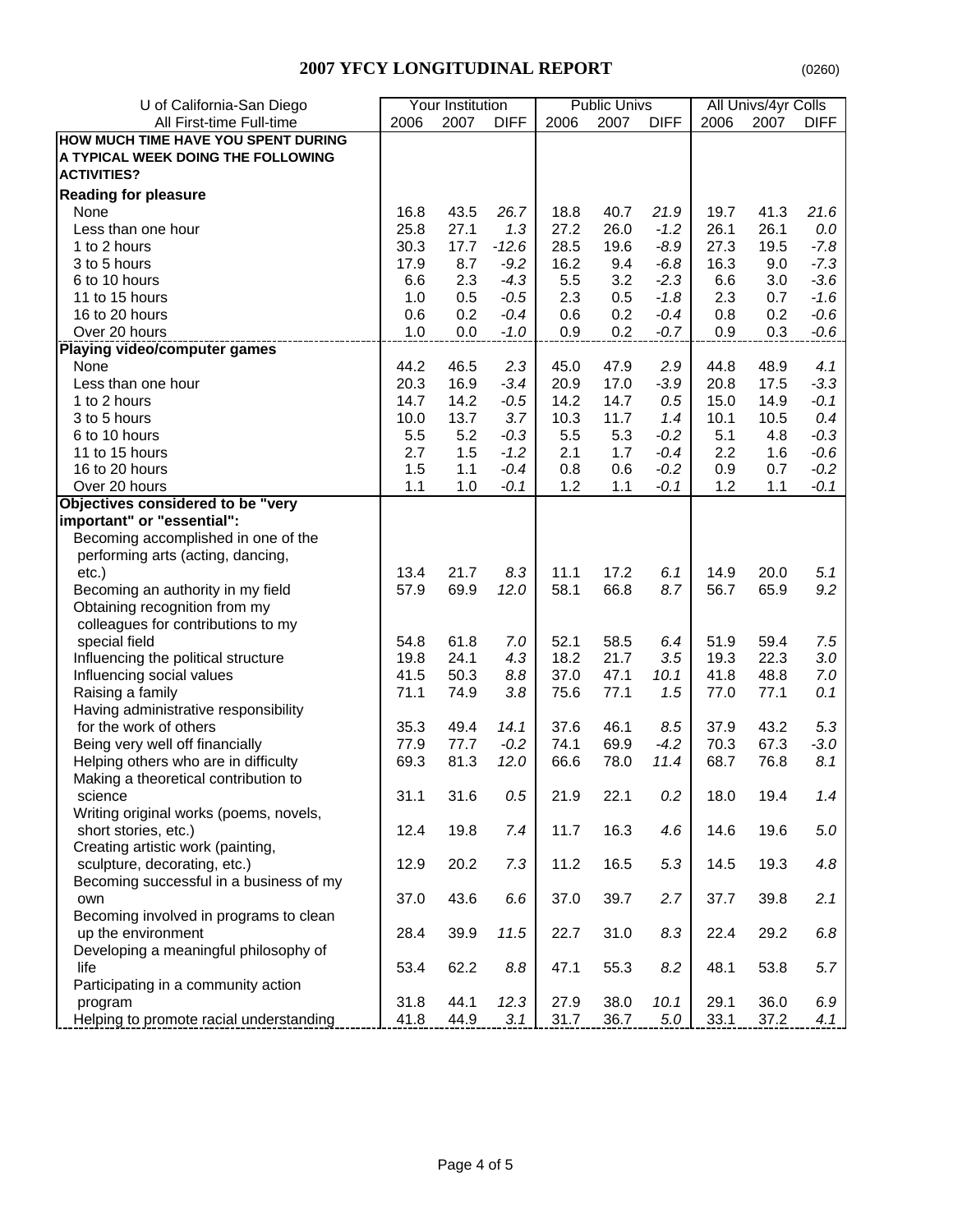# 2007 YFCY LONGITUDINAL REPORT

(0260)

| U of California-San Diego | Your Institution | | | Public Univs | | | All Univs/4yr Colls | | |
|---|---|---|---|---|---|---|---|---|---|
| All First-time Full-time | 2006 | 2007 | DIFF | 2006 | 2007 | DIFF | 2006 | 2007 | DIFF |
| **HOW MUCH TIME HAVE YOU SPENT DURING A TYPICAL WEEK DOING THE FOLLOWING ACTIVITIES?** | | | | | | | | | |
| **Reading for pleasure** | | | | | | | | | |
| None | 16.8 | 43.5 | *26.7* | 18.8 | 40.7 | *21.9* | 19.7 | 41.3 | *21.6* |
| Less than one hour | 25.8 | 27.1 | *1.3* | 27.2 | 26.0 | *-1.2* | 26.1 | 26.1 | *0.0* |
| 1 to 2 hours | 30.3 | 17.7 | *-12.6* | 28.5 | 19.6 | *-8.9* | 27.3 | 19.5 | *-7.8* |
| 3 to 5 hours | 17.9 | 8.7 | *-9.2* | 16.2 | 9.4 | *-6.8* | 16.3 | 9.0 | *-7.3* |
| 6 to 10 hours | 6.6 | 2.3 | *-4.3* | 5.5 | 3.2 | *-2.3* | 6.6 | 3.0 | *-3.6* |
| 11 to 15 hours | 1.0 | 0.5 | *-0.5* | 2.3 | 0.5 | *-1.8* | 2.3 | 0.7 | *-1.6* |
| 16 to 20 hours | 0.6 | 0.2 | *-0.4* | 0.6 | 0.2 | *-0.4* | 0.8 | 0.2 | *-0.6* |
| Over 20 hours | 1.0 | 0.0 | *-1.0* | 0.9 | 0.2 | *-0.7* | 0.9 | 0.3 | *-0.6* |
| **Playing video/computer games** | | | | | | | | | |
| None | 44.2 | 46.5 | *2.3* | 45.0 | 47.9 | *2.9* | 44.8 | 48.9 | *4.1* |
| Less than one hour | 20.3 | 16.9 | *-3.4* | 20.9 | 17.0 | *-3.9* | 20.8 | 17.5 | *-3.3* |
| 1 to 2 hours | 14.7 | 14.2 | *-0.5* | 14.2 | 14.7 | *0.5* | 15.0 | 14.9 | *-0.1* |
| 3 to 5 hours | 10.0 | 13.7 | *3.7* | 10.3 | 11.7 | *1.4* | 10.1 | 10.5 | *0.4* |
| 6 to 10 hours | 5.5 | 5.2 | *-0.3* | 5.5 | 5.3 | *-0.2* | 5.1 | 4.8 | *-0.3* |
| 11 to 15 hours | 2.7 | 1.5 | *-1.2* | 2.1 | 1.7 | *-0.4* | 2.2 | 1.6 | *-0.6* |
| 16 to 20 hours | 1.5 | 1.1 | *-0.4* | 0.8 | 0.6 | *-0.2* | 0.9 | 0.7 | *-0.2* |
| Over 20 hours | 1.1 | 1.0 | *-0.1* | 1.2 | 1.1 | *-0.1* | 1.2 | 1.1 | *-0.1* |
| **Objectives considered to be "very important" or "essential":** | | | | | | | | | |
| Becoming accomplished in one of the performing arts (acting, dancing, etc.) | 13.4 | 21.7 | *8.3* | 11.1 | 17.2 | *6.1* | 14.9 | 20.0 | *5.1* |
| Becoming an authority in my field | 57.9 | 69.9 | *12.0* | 58.1 | 66.8 | *8.7* | 56.7 | 65.9 | *9.2* |
| Obtaining recognition from my colleagues for contributions to my special field | 54.8 | 61.8 | *7.0* | 52.1 | 58.5 | *6.4* | 51.9 | 59.4 | *7.5* |
| Influencing the political structure | 19.8 | 24.1 | *4.3* | 18.2 | 21.7 | *3.5* | 19.3 | 22.3 | *3.0* |
| Influencing social values | 41.5 | 50.3 | *8.8* | 37.0 | 47.1 | *10.1* | 41.8 | 48.8 | *7.0* |
| Raising a family | 71.1 | 74.9 | *3.8* | 75.6 | 77.1 | *1.5* | 77.0 | 77.1 | *0.1* |
| Having administrative responsibility for the work of others | 35.3 | 49.4 | *14.1* | 37.6 | 46.1 | *8.5* | 37.9 | 43.2 | *5.3* |
| Being very well off financially | 77.9 | 77.7 | *-0.2* | 74.1 | 69.9 | *-4.2* | 70.3 | 67.3 | *-3.0* |
| Helping others who are in difficulty | 69.3 | 81.3 | *12.0* | 66.6 | 78.0 | *11.4* | 68.7 | 76.8 | *8.1* |
| Making a theoretical contribution to science | 31.1 | 31.6 | *0.5* | 21.9 | 22.1 | *0.2* | 18.0 | 19.4 | *1.4* |
| Writing original works (poems, novels, short stories, etc.) | 12.4 | 19.8 | *7.4* | 11.7 | 16.3 | *4.6* | 14.6 | 19.6 | *5.0* |
| Creating artistic work (painting, sculpture, decorating, etc.) | 12.9 | 20.2 | *7.3* | 11.2 | 16.5 | *5.3* | 14.5 | 19.3 | *4.8* |
| Becoming successful in a business of my own | 37.0 | 43.6 | *6.6* | 37.0 | 39.7 | *2.7* | 37.7 | 39.8 | *2.1* |
| Becoming involved in programs to clean up the environment | 28.4 | 39.9 | *11.5* | 22.7 | 31.0 | *8.3* | 22.4 | 29.2 | *6.8* |
| Developing a meaningful philosophy of life | 53.4 | 62.2 | *8.8* | 47.1 | 55.3 | *8.2* | 48.1 | 53.8 | *5.7* |
| Participating in a community action program | 31.8 | 44.1 | *12.3* | 27.9 | 38.0 | *10.1* | 29.1 | 36.0 | *6.9* |
| Helping to promote racial understanding | 41.8 | 44.9 | *3.1* | 31.7 | 36.7 | *5.0* | 33.1 | 37.2 | *4.1* |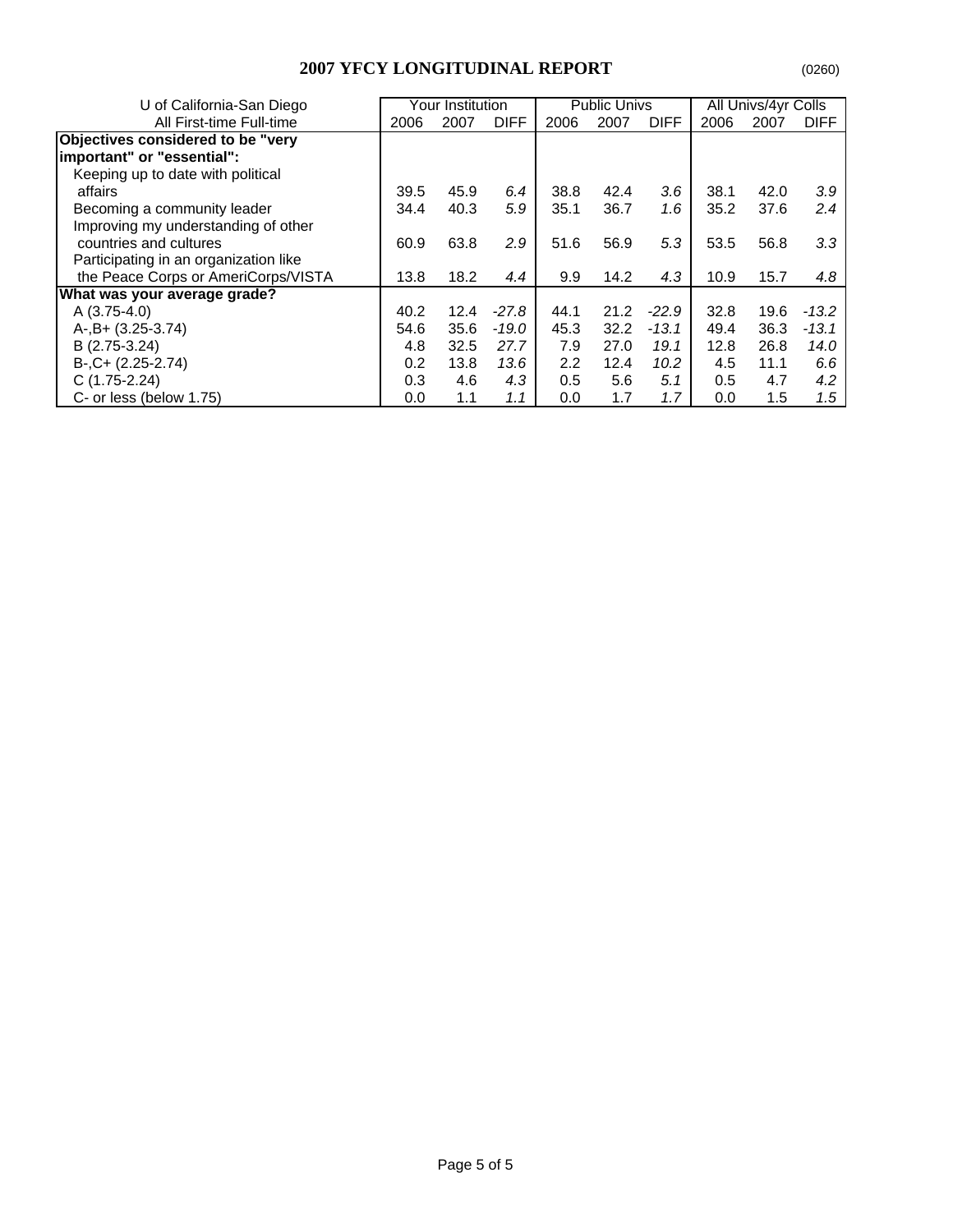# 2007 YFCY LONGITUDINAL REPORT

(0260)

| U of California-San Diego | Your Institution | | | Public Univs | | | All Univs/4yr Colls | | |
|---|---|---|---|---|---|---|---|---|---|
| All First-time Full-time | 2006 | 2007 | DIFF | 2006 | 2007 | DIFF | 2006 | 2007 | DIFF |
| **Objectives considered to be "very important" or "essential":** | | | | | | | | | |
| Keeping up to date with political affairs | 39.5 | 45.9 | *6.4* | 38.8 | 42.4 | *3.6* | 38.1 | 42.0 | *3.9* |
| Becoming a community leader | 34.4 | 40.3 | *5.9* | 35.1 | 36.7 | *1.6* | 35.2 | 37.6 | *2.4* |
| Improving my understanding of other countries and cultures | 60.9 | 63.8 | *2.9* | 51.6 | 56.9 | *5.3* | 53.5 | 56.8 | *3.3* |
| Participating in an organization like the Peace Corps or AmeriCorps/VISTA | 13.8 | 18.2 | *4.4* | 9.9 | 14.2 | *4.3* | 10.9 | 15.7 | *4.8* |
| **What was your average grade?** | | | | | | | | | |
| A (3.75-4.0) | 40.2 | 12.4 | *-27.8* | 44.1 | 21.2 | *-22.9* | 32.8 | 19.6 | *-13.2* |
| A-,B+ (3.25-3.74) | 54.6 | 35.6 | *-19.0* | 45.3 | 32.2 | *-13.1* | 49.4 | 36.3 | *-13.1* |
| B (2.75-3.24) | 4.8 | 32.5 | *27.7* | 7.9 | 27.0 | *19.1* | 12.8 | 26.8 | *14.0* |
| B-,C+ (2.25-2.74) | 0.2 | 13.8 | *13.6* | 2.2 | 12.4 | *10.2* | 4.5 | 11.1 | *6.6* |
| C (1.75-2.24) | 0.3 | 4.6 | *4.3* | 0.5 | 5.6 | *5.1* | 0.5 | 4.7 | *4.2* |
| C- or less (below 1.75) | 0.0 | 1.1 | *1.1* | 0.0 | 1.7 | *1.7* | 0.0 | 1.5 | *1.5* |